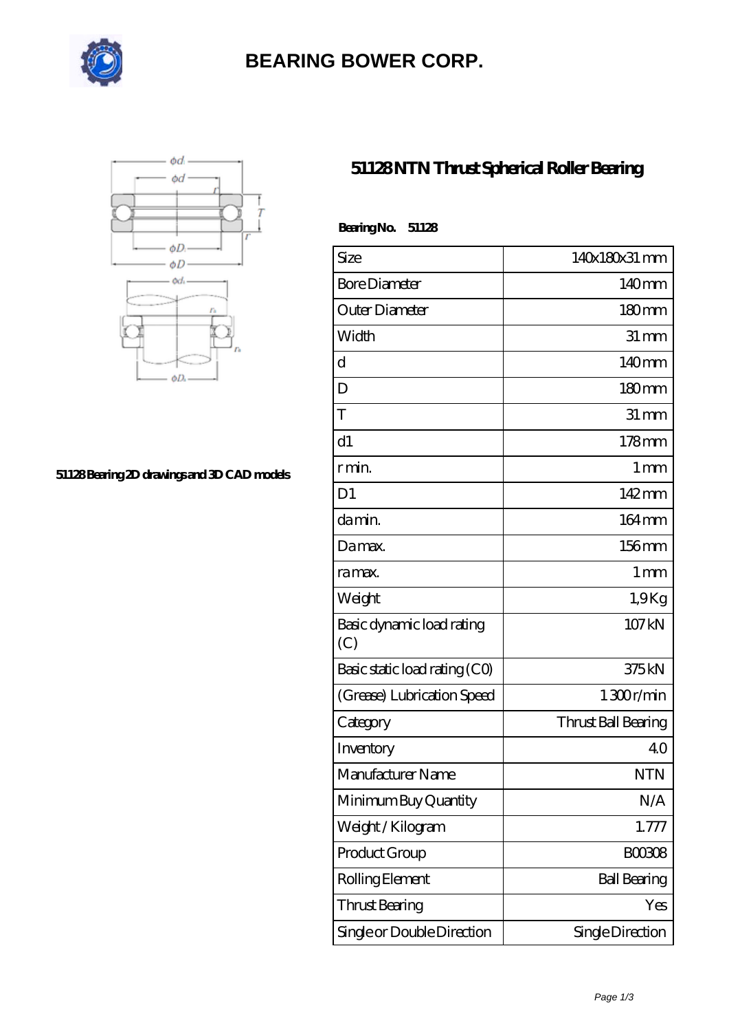# BEARING BOWER CORP.

51128 Bearing 2D drawings and 3D CAD models

## 51128 NTN Thrust Spherical Roller Bearing

**Bearing No. 51128**

| Size | 140x180x31 mm |
|---|---|
| Bore Diameter | 140 mm |
| Outer Diameter | 180 mm |
| Width | 31 mm |
| d | 140 mm |
| D | 180 mm |
| T | 31 mm |
| d1 | 178 mm |
| r min. | 1 mm |
| D1 | 142 mm |
| da min. | 164 mm |
| Da max. | 156 mm |
| ra max. | 1 mm |
| Weight | 1,9 Kg |
| Basic dynamic load rating (C) | 107 kN |
| Basic static load rating (C0) | 375 kN |
| (Grease) Lubrication Speed | 1 300 r/min |
| Category | Thrust Ball Bearing |
| Inventory | 4.0 |
| Manufacturer Name | NTN |
| Minimum Buy Quantity | N/A |
| Weight / Kilogram | 1.777 |
| Product Group | B00308 |
| Rolling Element | Ball Bearing |
| Thrust Bearing | Yes |
| Single or Double Direction | Single Direction |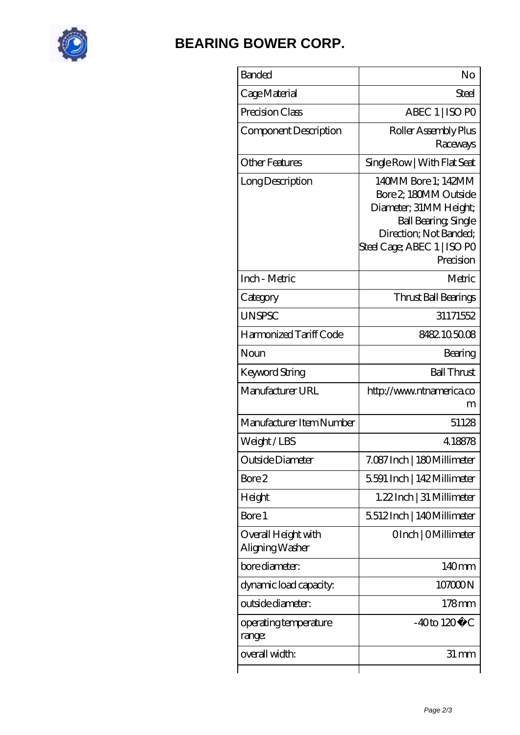# BEARING BOWER CORP.

| | |
|---|---|
| Banded | No |
| Cage Material | Steel |
| Precision Class | ABEC 1 \| ISO P0 |
| Component Description | Roller Assembly Plus Raceways |
| Other Features | Single Row \| With Flat Seat |
| Long Description | 140MM Bore 1; 142MM Bore 2; 180MM Outside Diameter; 31MM Height; Ball Bearing; Single Direction; Not Banded; Steel Cage; ABEC 1 \| ISO P0 Precision |
| Inch - Metric | Metric |
| Category | Thrust Ball Bearings |
| UNSPSC | 31171552 |
| Harmonized Tariff Code | 8482.10.50.08 |
| Noun | Bearing |
| Keyword String | Ball Thrust |
| Manufacturer URL | http://www.ntnamerica.com |
| Manufacturer Item Number | 51128 |
| Weight / LBS | 4.18878 |
| Outside Diameter | 7.087 Inch \| 180 Millimeter |
| Bore 2 | 5.591 Inch \| 142 Millimeter |
| Height | 1.22 Inch \| 31 Millimeter |
| Bore 1 | 5.512 Inch \| 140 Millimeter |
| Overall Height with Aligning Washer | 0 Inch \| 0 Millimeter |
| bore diameter: | 140 mm |
| dynamic load capacity: | 107000 N |
| outside diameter: | 178 mm |
| operating temperature range: | -40 to 120 �C |
| overall width: | 31 mm |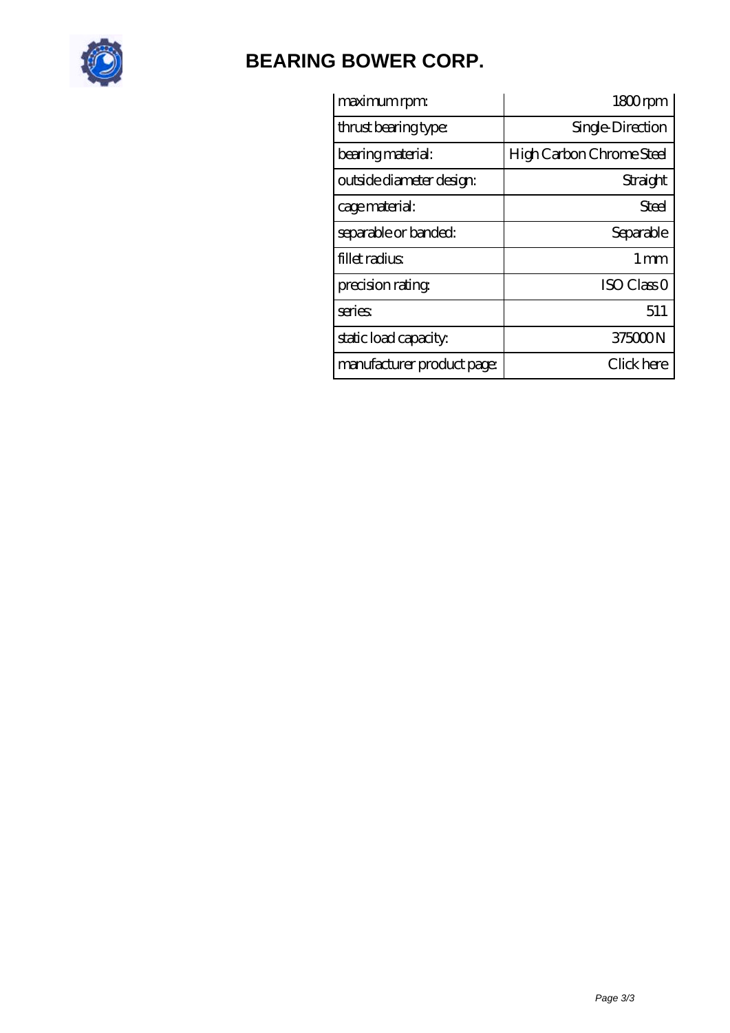| | |
|---|---|
| maximum rpm: | 1800 rpm |
| thrust bearing type: | Single-Direction |
| bearing material: | High Carbon Chrome Steel |
| outside diameter design: | Straight |
| cage material: | Steel |
| separable or banded: | Separable |
| fillet radius: | 1 mm |
| precision rating: | ISO Class 0 |
| series: | 511 |
| static load capacity: | 375000 N |
| manufacturer product page: | Click here |